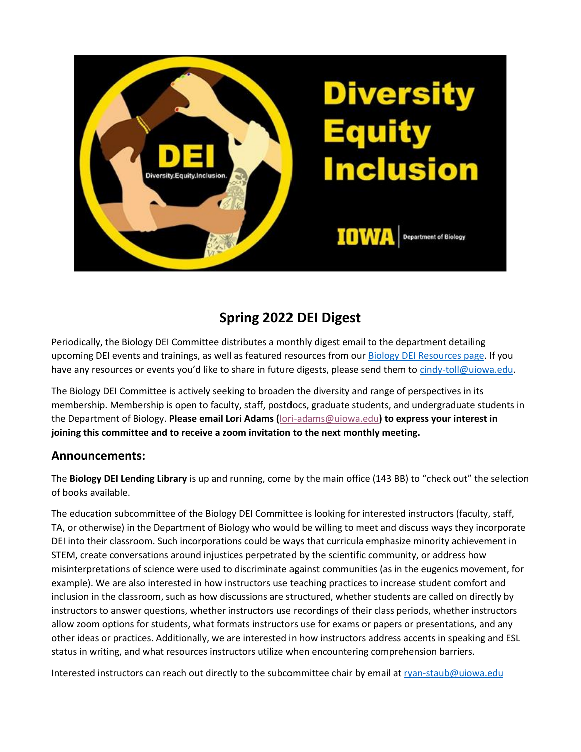# Spring 2022 DEI Digest

Periodically, the Biology DEI Committee distributes a monthly digest email to the department detailing upcoming DEI events and trainings, as well as featured resources from our Biology DEI Resources page. If you have any resources or events you'd like to share in future digests, please send them to cindy-toll@uiowa.edu.

The Biology DEI Committee is actively seeking to broaden the diversity and range of perspectives in its membership. Membership is open to faculty, staff, postdocs, graduate students, and undergraduate students in the Department of Biology. **Please email Lori Adams (lori-adams@uiowa.edu) to express your interest in joining this committee and to receive a zoom invitation to the next monthly meeting.**

## Announcements:

The **Biology DEI Lending Library** is up and running, come by the main office (143 BB) to "check out" the selection of books available.

The education subcommittee of the Biology DEI Committee is looking for interested instructors (faculty, staff, TA, or otherwise) in the Department of Biology who would be willing to meet and discuss ways they incorporate DEI into their classroom. Such incorporations could be ways that curricula emphasize minority achievement in STEM, create conversations around injustices perpetrated by the scientific community, or address how misinterpretations of science were used to discriminate against communities (as in the eugenics movement, for example). We are also interested in how instructors use teaching practices to increase student comfort and inclusion in the classroom, such as how discussions are structured, whether students are called on directly by instructors to answer questions, whether instructors use recordings of their class periods, whether instructors allow zoom options for students, what formats instructors use for exams or papers or presentations, and any other ideas or practices. Additionally, we are interested in how instructors address accents in speaking and ESL status in writing, and what resources instructors utilize when encountering comprehension barriers.

Interested instructors can reach out directly to the subcommittee chair by email at ryan-staub@uiowa.edu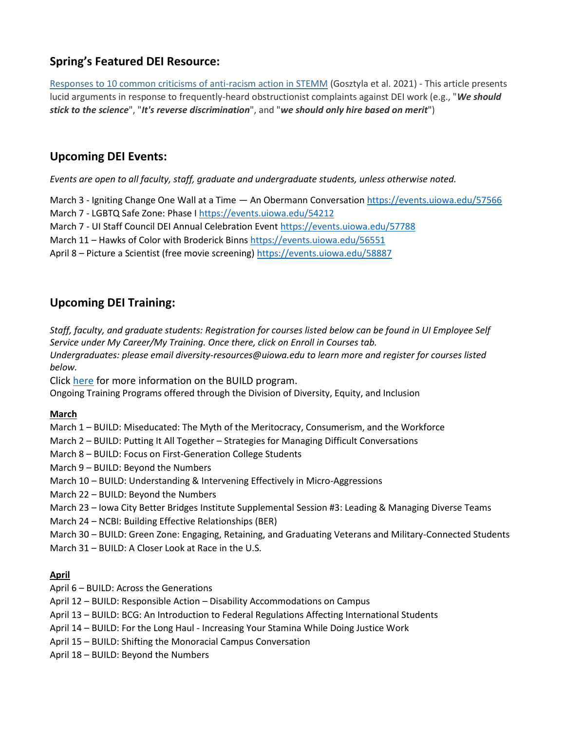## Spring's Featured DEI Resource:

[Responses to 10 common criticisms of anti-racism action in STEMM](#) (Gosztyla et al. 2021) - This article presents lucid arguments in response to frequently-heard obstructionist complaints against DEI work (e.g., "***We should stick to the science***", "***It's reverse discrimination***", and "***we should only hire based on merit***")

## Upcoming DEI Events:

*Events are open to all faculty, staff, graduate and undergraduate students, unless otherwise noted.*

March 3 - Igniting Change One Wall at a Time — An Obermann Conversation https://events.uiowa.edu/57566
March 7 - LGBTQ Safe Zone: Phase I https://events.uiowa.edu/54212
March 7 - UI Staff Council DEI Annual Celebration Event https://events.uiowa.edu/57788
March 11 – Hawks of Color with Broderick Binns https://events.uiowa.edu/56551
April 8 – Picture a Scientist (free movie screening) https://events.uiowa.edu/58887

## Upcoming DEI Training:

*Staff, faculty, and graduate students: Registration for courses listed below can be found in UI Employee Self Service under My Career/My Training. Once there, click on Enroll in Courses tab.*
*Undergraduates: please email diversity-resources@uiowa.edu to learn more and register for courses listed below.*

Click [here](#) for more information on the BUILD program.
Ongoing Training Programs offered through the Division of Diversity, Equity, and Inclusion

**March**

March 1 – BUILD: Miseducated: The Myth of the Meritocracy, Consumerism, and the Workforce
March 2 – BUILD: Putting It All Together – Strategies for Managing Difficult Conversations
March 8 – BUILD: Focus on First-Generation College Students
March 9 – BUILD: Beyond the Numbers
March 10 – BUILD: Understanding & Intervening Effectively in Micro-Aggressions
March 22 – BUILD: Beyond the Numbers
March 23 – Iowa City Better Bridges Institute Supplemental Session #3: Leading & Managing Diverse Teams
March 24 – NCBI: Building Effective Relationships (BER)
March 30 – BUILD: Green Zone: Engaging, Retaining, and Graduating Veterans and Military-Connected Students
March 31 – BUILD: A Closer Look at Race in the U.S.

**April**

April 6 – BUILD: Across the Generations
April 12 – BUILD: Responsible Action – Disability Accommodations on Campus
April 13 – BUILD: BCG: An Introduction to Federal Regulations Affecting International Students
April 14 – BUILD: For the Long Haul - Increasing Your Stamina While Doing Justice Work
April 15 – BUILD: Shifting the Monoracial Campus Conversation
April 18 – BUILD: Beyond the Numbers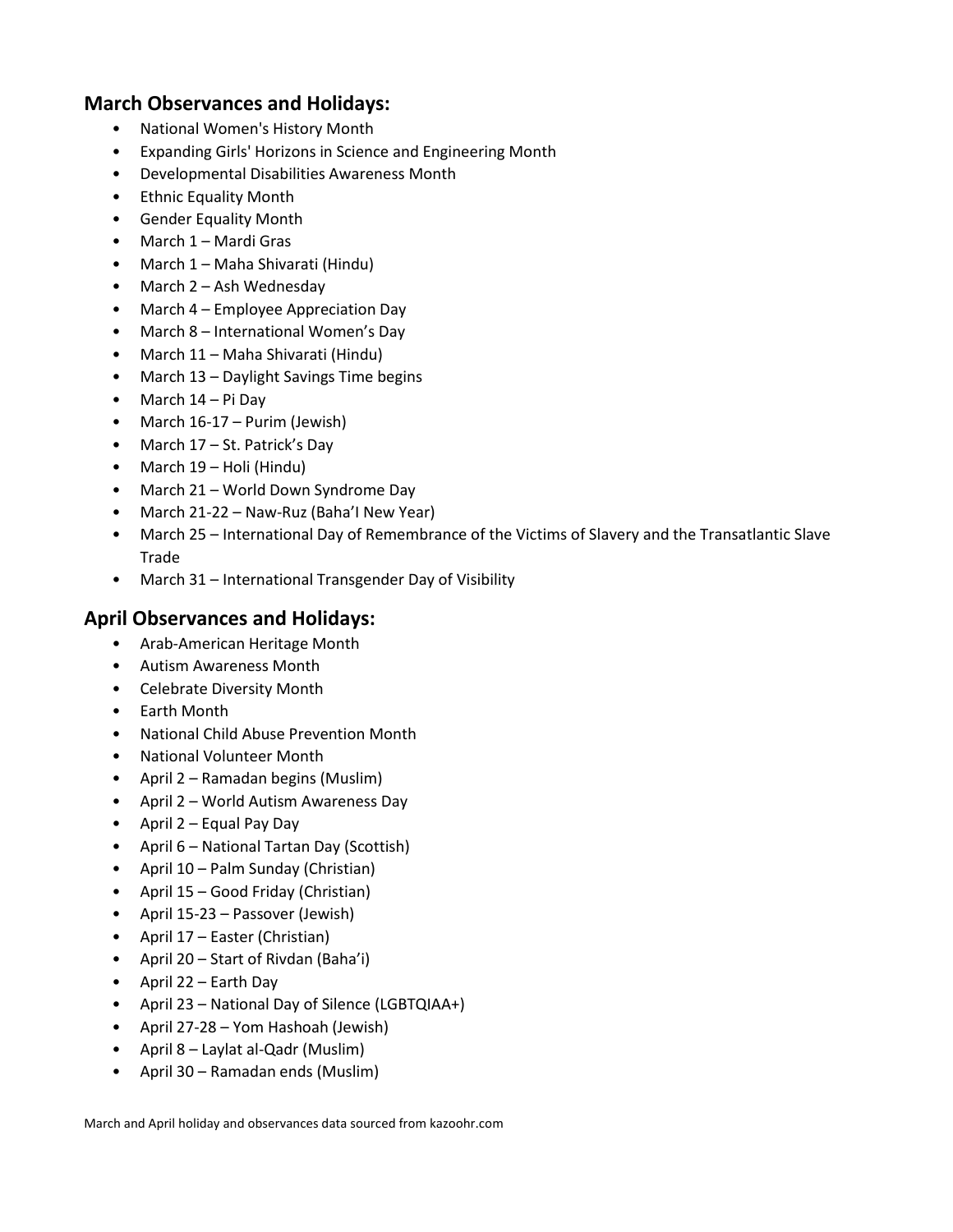## March Observances and Holidays:

- National Women's History Month
- Expanding Girls' Horizons in Science and Engineering Month
- Developmental Disabilities Awareness Month
- Ethnic Equality Month
- Gender Equality Month
- March 1 – Mardi Gras
- March 1 – Maha Shivarati (Hindu)
- March 2 – Ash Wednesday
- March 4 – Employee Appreciation Day
- March 8 – International Women's Day
- March 11 – Maha Shivarati (Hindu)
- March 13 – Daylight Savings Time begins
- March 14 – Pi Day
- March 16-17 – Purim (Jewish)
- March 17 – St. Patrick's Day
- March 19 – Holi (Hindu)
- March 21 – World Down Syndrome Day
- March 21-22 – Naw-Ruz (Baha'I New Year)
- March 25 – International Day of Remembrance of the Victims of Slavery and the Transatlantic Slave Trade
- March 31 – International Transgender Day of Visibility

## April Observances and Holidays:

- Arab-American Heritage Month
- Autism Awareness Month
- Celebrate Diversity Month
- Earth Month
- National Child Abuse Prevention Month
- National Volunteer Month
- April 2 – Ramadan begins (Muslim)
- April 2 – World Autism Awareness Day
- April 2 – Equal Pay Day
- April 6 – National Tartan Day (Scottish)
- April 10 – Palm Sunday (Christian)
- April 15 – Good Friday (Christian)
- April 15-23 – Passover (Jewish)
- April 17 – Easter (Christian)
- April 20 – Start of Rivdan (Baha'i)
- April 22 – Earth Day
- April 23 – National Day of Silence (LGBTQIAA+)
- April 27-28 – Yom Hashoah (Jewish)
- April 8 – Laylat al-Qadr (Muslim)
- April 30 – Ramadan ends (Muslim)

March and April holiday and observances data sourced from kazoohr.com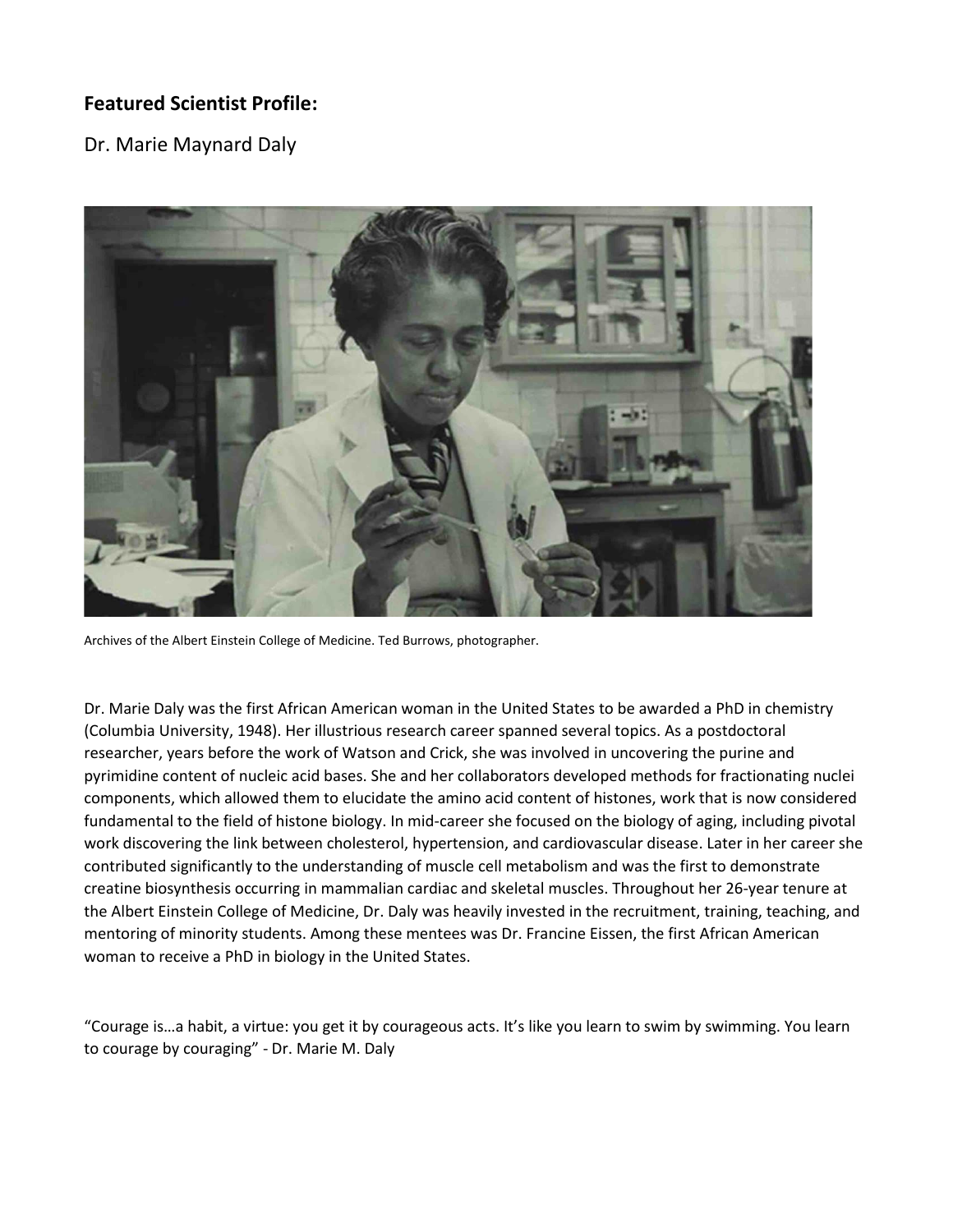**Featured Scientist Profile:**

Dr. Marie Maynard Daly

Archives of the Albert Einstein College of Medicine. Ted Burrows, photographer.

Dr. Marie Daly was the first African American woman in the United States to be awarded a PhD in chemistry (Columbia University, 1948). Her illustrious research career spanned several topics. As a postdoctoral researcher, years before the work of Watson and Crick, she was involved in uncovering the purine and pyrimidine content of nucleic acid bases. She and her collaborators developed methods for fractionating nuclei components, which allowed them to elucidate the amino acid content of histones, work that is now considered fundamental to the field of histone biology. In mid-career she focused on the biology of aging, including pivotal work discovering the link between cholesterol, hypertension, and cardiovascular disease. Later in her career she contributed significantly to the understanding of muscle cell metabolism and was the first to demonstrate creatine biosynthesis occurring in mammalian cardiac and skeletal muscles. Throughout her 26-year tenure at the Albert Einstein College of Medicine, Dr. Daly was heavily invested in the recruitment, training, teaching, and mentoring of minority students. Among these mentees was Dr. Francine Eissen, the first African American woman to receive a PhD in biology in the United States.

"Courage is…a habit, a virtue: you get it by courageous acts. It's like you learn to swim by swimming. You learn to courage by couraging" - Dr. Marie M. Daly